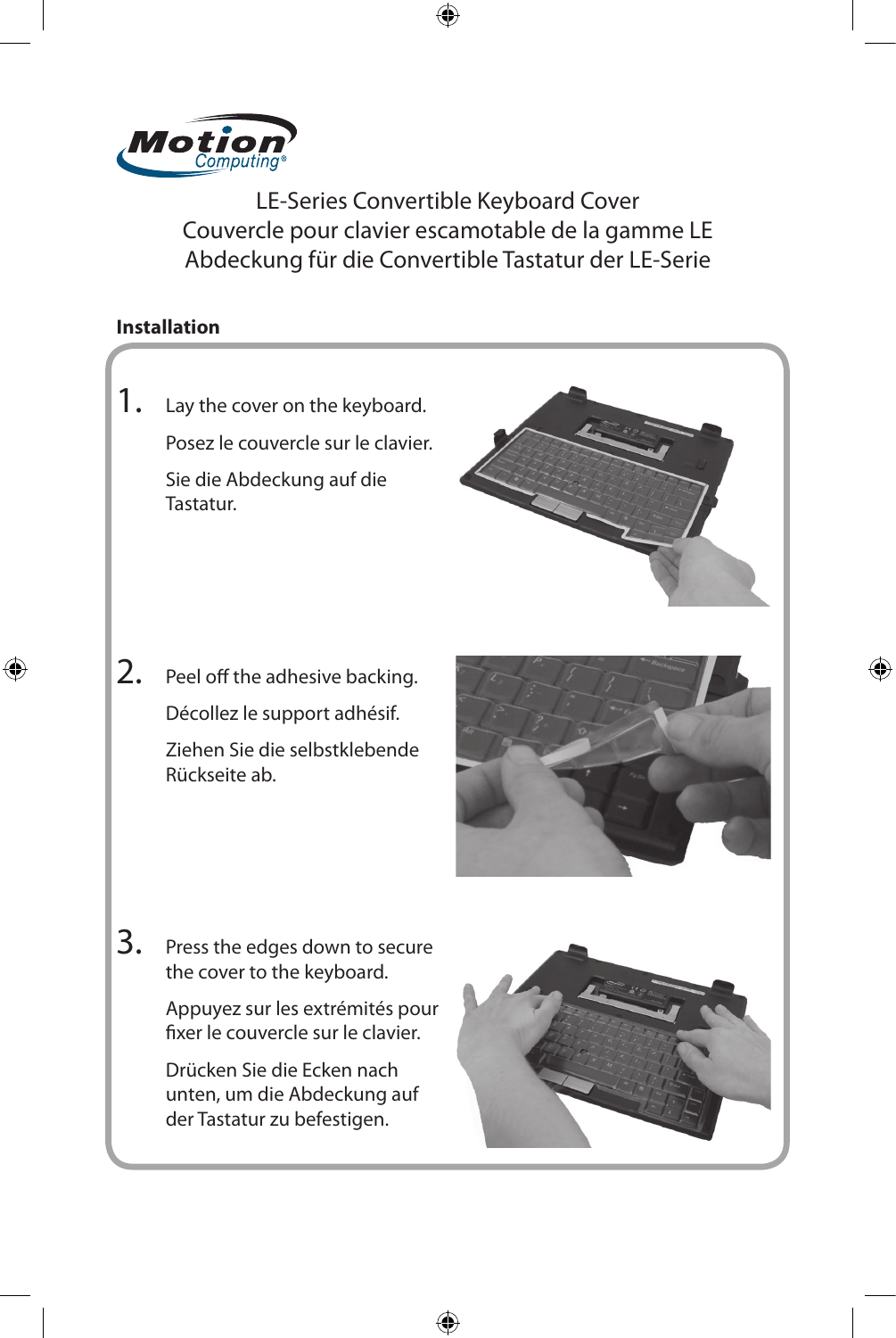Motion Computing®

# LE-Series Convertible Keyboard Cover
# Couvercle pour clavier escamotable de la gamme LE
# Abdeckung für die Convertible Tastatur der LE-Serie

## Installation

1. Lay the cover on the keyboard.

   Posez le couvercle sur le clavier.

   Sie die Abdeckung auf die Tastatur.

2. Peel off the adhesive backing.

   Décollez le support adhésif.

   Ziehen Sie die selbstklebende Rückseite ab.

3. Press the edges down to secure the cover to the keyboard.

   Appuyez sur les extrémités pour fixer le couvercle sur le clavier.

   Drücken Sie die Ecken nach unten, um die Abdeckung auf der Tastatur zu befestigen.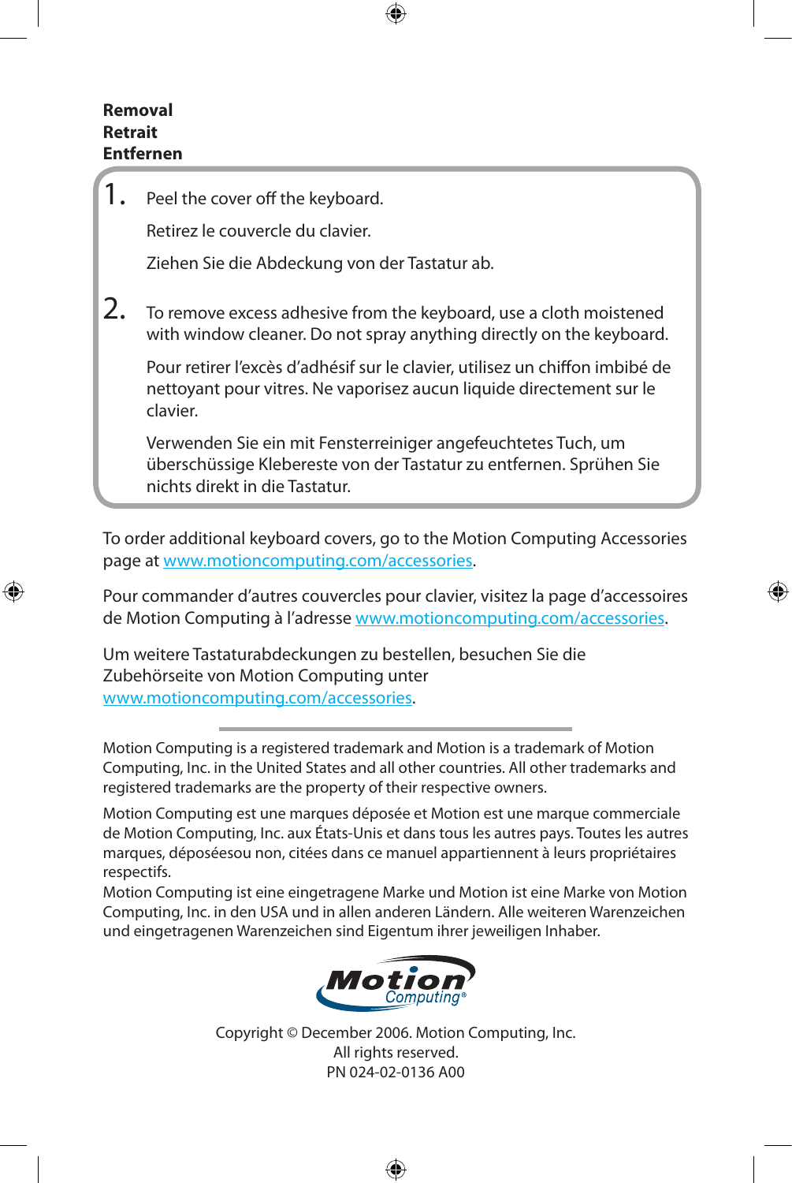**Removal**
**Retrait**
**Entfernen**

1. Peel the cover off the keyboard.

   Retirez le couvercle du clavier.

   Ziehen Sie die Abdeckung von der Tastatur ab.

2. To remove excess adhesive from the keyboard, use a cloth moistened with window cleaner. Do not spray anything directly on the keyboard.

   Pour retirer l’excès d’adhésif sur le clavier, utilisez un chiffon imbibé de nettoyant pour vitres. Ne vaporisez aucun liquide directement sur le clavier.

   Verwenden Sie ein mit Fensterreiniger angefeuchtetes Tuch, um überschüssige Klebereste von der Tastatur zu entfernen. Sprühen Sie nichts direkt in die Tastatur.

To order additional keyboard covers, go to the Motion Computing Accessories page at www.motioncomputing.com/accessories.

Pour commander d’autres couvercles pour clavier, visitez la page d’accessoires de Motion Computing à l’adresse www.motioncomputing.com/accessories.

Um weitere Tastaturabdeckungen zu bestellen, besuchen Sie die Zubehörseite von Motion Computing unter www.motioncomputing.com/accessories.

---

Motion Computing is a registered trademark and Motion is a trademark of Motion Computing, Inc. in the United States and all other countries. All other trademarks and registered trademarks are the property of their respective owners.

Motion Computing est une marques déposée et Motion est une marque commerciale de Motion Computing, Inc. aux États-Unis et dans tous les autres pays. Toutes les autres marques, déposéesou non, citées dans ce manuel appartiennent à leurs propriétaires respectifs.

Motion Computing ist eine eingetragene Marke und Motion ist eine Marke von Motion Computing, Inc. in den USA und in allen anderen Ländern. Alle weiteren Warenzeichen und eingetragenen Warenzeichen sind Eigentum ihrer jeweiligen Inhaber.

Motion Computing®

Copyright © December 2006. Motion Computing, Inc.
All rights reserved.
PN 024-02-0136 A00